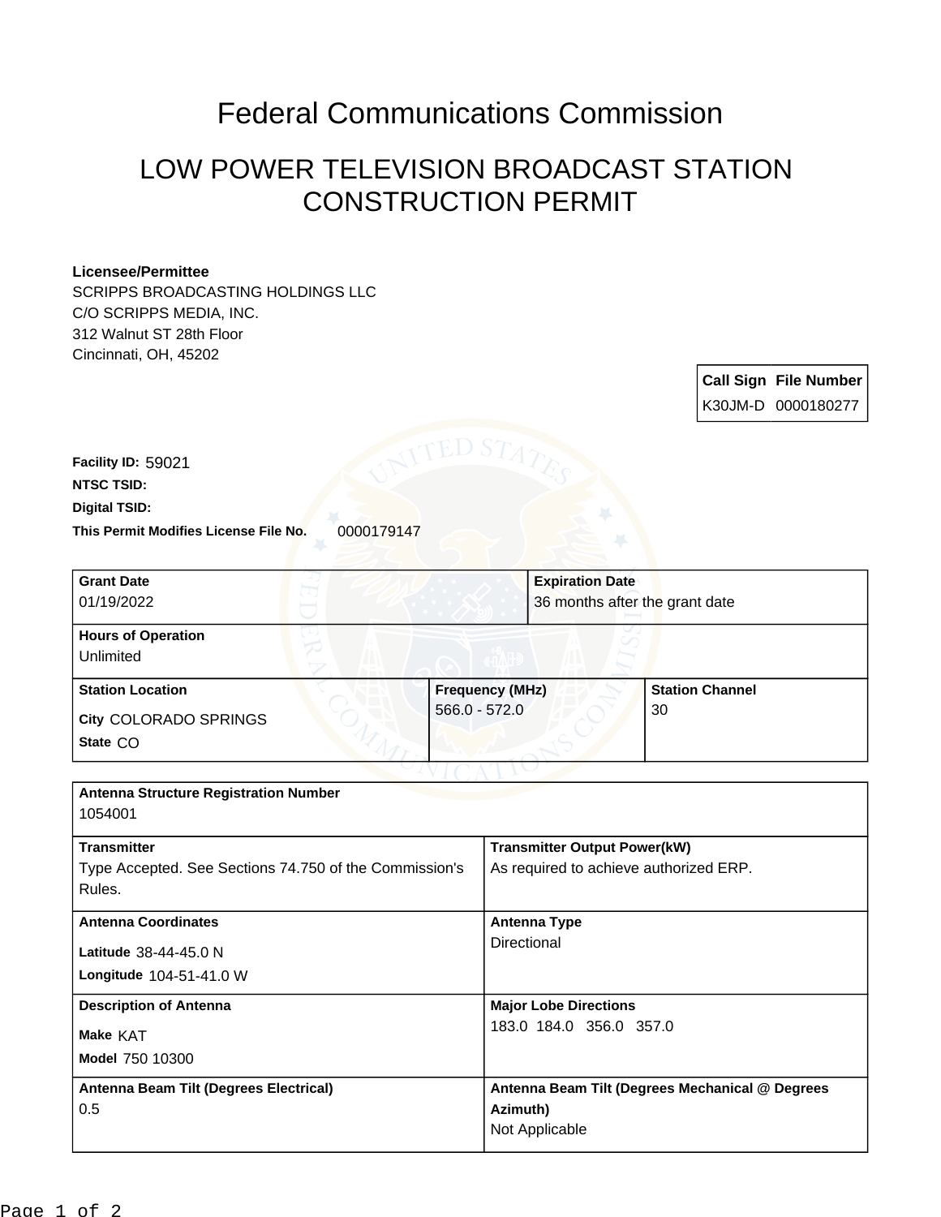# Federal Communications Commission

## LOW POWER TELEVISION BROADCAST STATION CONSTRUCTION PERMIT

**Licensee/Permittee**
SCRIPPS BROADCASTING HOLDINGS LLC
C/O SCRIPPS MEDIA, INC.
312 Walnut ST 28th Floor
Cincinnati, OH, 45202

| Call Sign | File Number |
| --- | --- |
| K30JM-D | 0000180277 |

**Facility ID:** 59021

**NTSC TSID:**

**Digital TSID:**

**This Permit Modifies License File No.** 0000179147

| Grant Date | Expiration Date |
| --- | --- |
| 01/19/2022 | 36 months after the grant date |

| Hours of Operation |
| --- |
| Unlimited |

| Station Location | Frequency (MHz) | Station Channel |
| --- | --- | --- |
| City COLORADO SPRINGS<br>State CO | 566.0 - 572.0 | 30 |

| Antenna Structure Registration Number | |
| --- | --- |
| 1054001 | |
| **Transmitter** | **Transmitter Output Power(kW)** |
| Type Accepted. See Sections 74.750 of the Commission's Rules. | As required to achieve authorized ERP. |
| **Antenna Coordinates** | **Antenna Type** |
| Latitude 38-44-45.0 N<br>Longitude 104-51-41.0 W | Directional |
| **Description of Antenna** | **Major Lobe Directions** |
| Make KAT<br>Model 750 10300 | 183.0 184.0 356.0 357.0 |
| **Antenna Beam Tilt (Degrees Electrical)** | **Antenna Beam Tilt (Degrees Mechanical @ Degrees Azimuth)** |
| 0.5 | Not Applicable |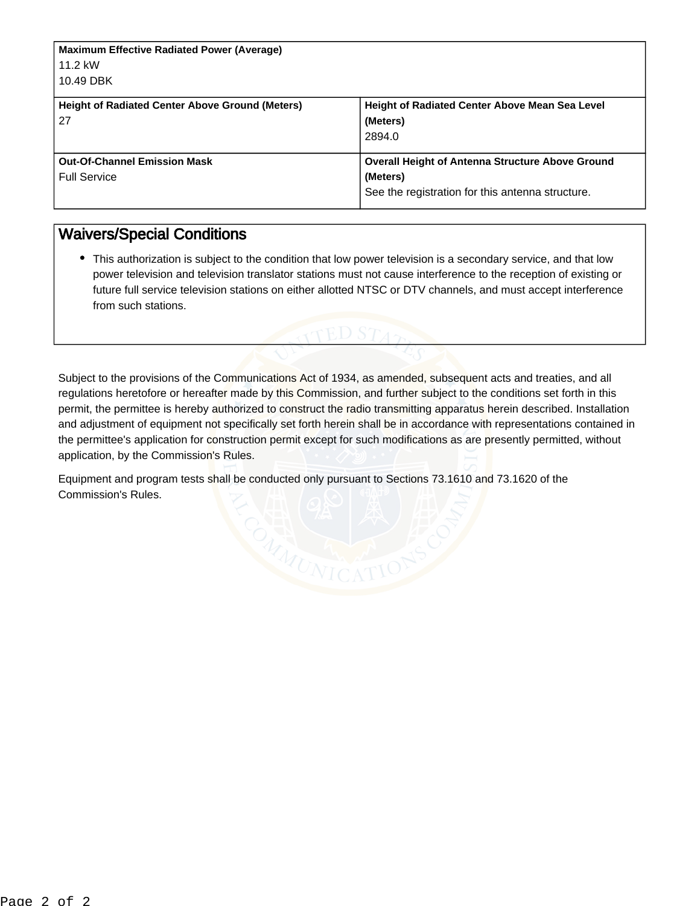| | |
|---|---|
| **Maximum Effective Radiated Power (Average)**<br>11.2 kW<br>10.49 DBK | |
| **Height of Radiated Center Above Ground (Meters)**<br>27 | **Height of Radiated Center Above Mean Sea Level (Meters)**<br>2894.0 |
| **Out-Of-Channel Emission Mask**<br>Full Service | **Overall Height of Antenna Structure Above Ground (Meters)**<br>See the registration for this antenna structure. |

## Waivers/Special Conditions

- This authorization is subject to the condition that low power television is a secondary service, and that low power television and television translator stations must not cause interference to the reception of existing or future full service television stations on either allotted NTSC or DTV channels, and must accept interference from such stations.

Subject to the provisions of the Communications Act of 1934, as amended, subsequent acts and treaties, and all regulations heretofore or hereafter made by this Commission, and further subject to the conditions set forth in this permit, the permittee is hereby authorized to construct the radio transmitting apparatus herein described. Installation and adjustment of equipment not specifically set forth herein shall be in accordance with representations contained in the permittee's application for construction permit except for such modifications as are presently permitted, without application, by the Commission's Rules.

Equipment and program tests shall be conducted only pursuant to Sections 73.1610 and 73.1620 of the Commission's Rules.